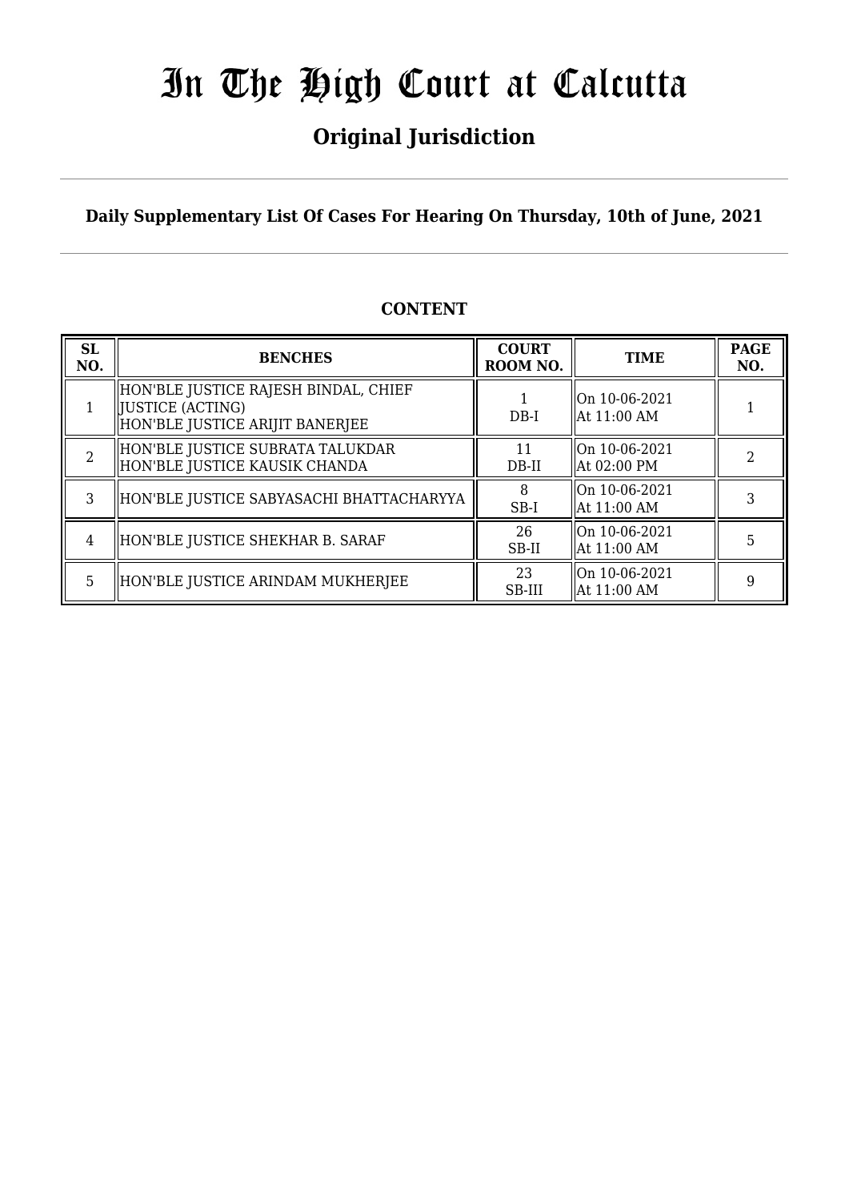# In The High Court at Calcutta

## Original Jurisdiction

**Daily Supplementary List Of Cases For Hearing On Thursday, 10th of June, 2021**

### CONTENT

| SL NO. | BENCHES | COURT ROOM NO. | TIME | PAGE NO. |
|---|---|---|---|---|
| 1 | HON'BLE JUSTICE RAJESH BINDAL, CHIEF JUSTICE (ACTING)<br>HON'BLE JUSTICE ARIJIT BANERJEE | 1<br>DB-I | On 10-06-2021<br>At 11:00 AM | 1 |
| 2 | HON'BLE JUSTICE SUBRATA TALUKDAR<br>HON'BLE JUSTICE KAUSIK CHANDA | 11<br>DB-II | On 10-06-2021<br>At 02:00 PM | 2 |
| 3 | HON'BLE JUSTICE SABYASACHI BHATTACHARYYA | 8<br>SB-I | On 10-06-2021<br>At 11:00 AM | 3 |
| 4 | HON'BLE JUSTICE SHEKHAR B. SARAF | 26<br>SB-II | On 10-06-2021<br>At 11:00 AM | 5 |
| 5 | HON'BLE JUSTICE ARINDAM MUKHERJEE | 23<br>SB-III | On 10-06-2021<br>At 11:00 AM | 9 |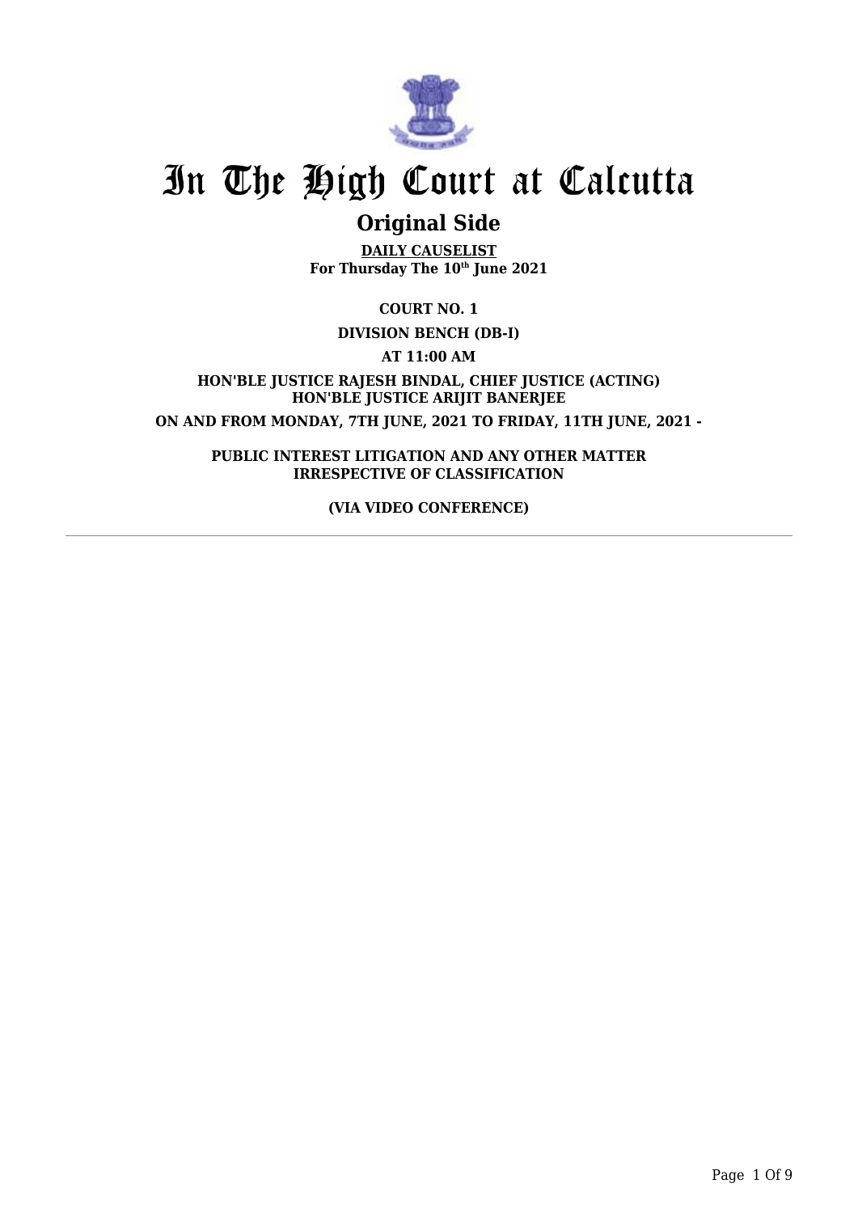# In The High Court at Calcutta

## Original Side

**DAILY CAUSELIST**
**For Thursday The 10th June 2021**

**COURT NO. 1**

**DIVISION BENCH (DB-I)**

**AT 11:00 AM**

**HON'BLE JUSTICE RAJESH BINDAL, CHIEF JUSTICE (ACTING)**
**HON'BLE JUSTICE ARIJIT BANERJEE**

**ON AND FROM MONDAY, 7TH JUNE, 2021 TO FRIDAY, 11TH JUNE, 2021 -**

**PUBLIC INTEREST LITIGATION AND ANY OTHER MATTER IRRESPECTIVE OF CLASSIFICATION**

**(VIA VIDEO CONFERENCE)**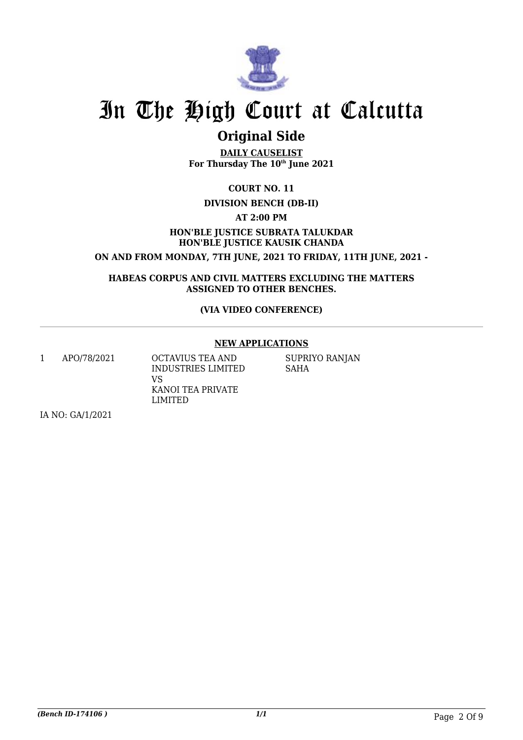# In The High Court at Calcutta

## Original Side

**DAILY CAUSELIST**
**For Thursday The 10th June 2021**

**COURT NO. 11**

**DIVISION BENCH (DB-II)**

**AT 2:00 PM**

**HON'BLE JUSTICE SUBRATA TALUKDAR**
**HON'BLE JUSTICE KAUSIK CHANDA**

**ON AND FROM MONDAY, 7TH JUNE, 2021 TO FRIDAY, 11TH JUNE, 2021 -**

**HABEAS CORPUS AND CIVIL MATTERS EXCLUDING THE MATTERS ASSIGNED TO OTHER BENCHES.**

**(VIA VIDEO CONFERENCE)**

---

**NEW APPLICATIONS**

| | | | |
|---|---|---|---|
| 1 | APO/78/2021 | OCTAVIUS TEA AND INDUSTRIES LIMITED VS KANOI TEA PRIVATE LIMITED | SUPRIYO RANJAN SAHA |

IA NO: GA/1/2021

*(Bench ID-174106 )* 1/1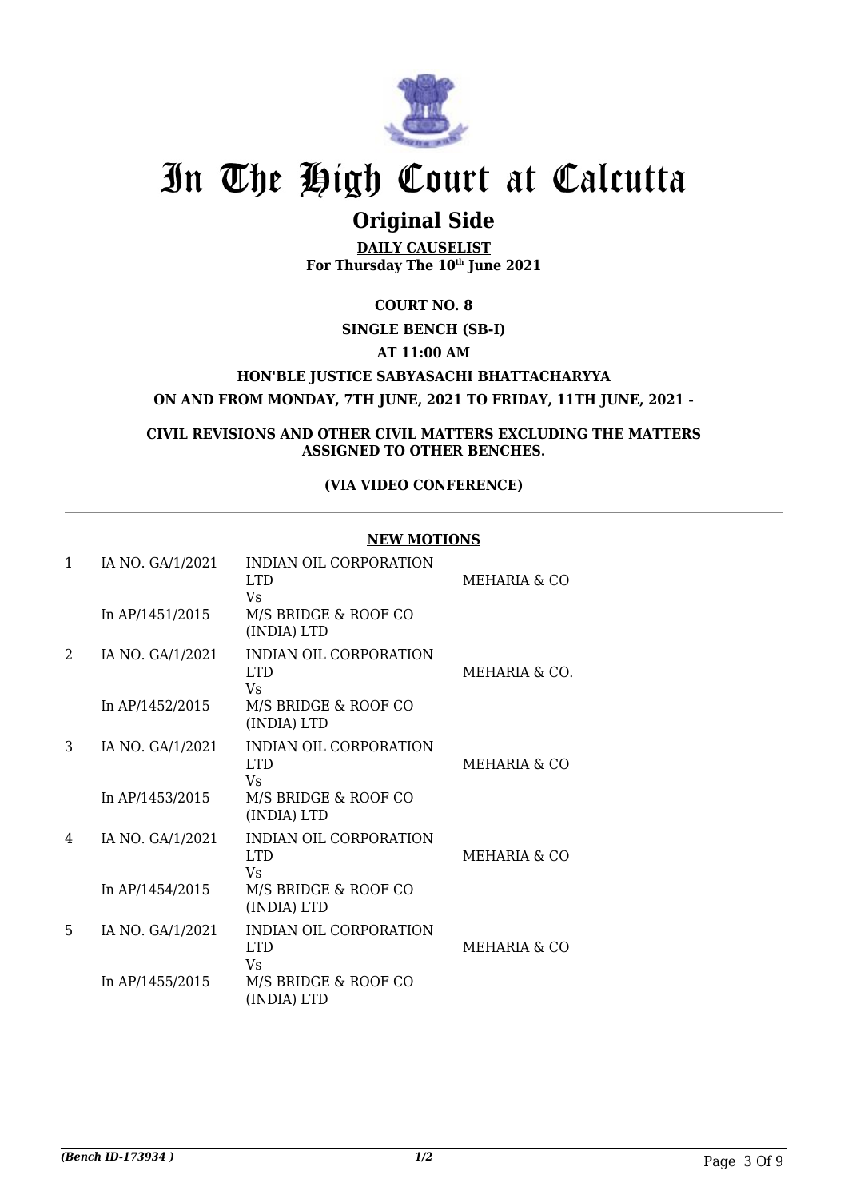# In The High Court at Calcutta

## Original Side

**DAILY CAUSELIST**
**For Thursday The 10th June 2021**

**COURT NO. 8**

**SINGLE BENCH (SB-I)**

**AT 11:00 AM**

**HON'BLE JUSTICE SABYASACHI BHATTACHARYYA**

**ON AND FROM MONDAY, 7TH JUNE, 2021 TO FRIDAY, 11TH JUNE, 2021 -**

**CIVIL REVISIONS AND OTHER CIVIL MATTERS EXCLUDING THE MATTERS ASSIGNED TO OTHER BENCHES.**

**(VIA VIDEO CONFERENCE)**

**NEW MOTIONS**

| | | | |
|---|---|---|---|
| 1 | IA NO. GA/1/2021<br>In AP/1451/2015 | INDIAN OIL CORPORATION LTD<br>Vs<br>M/S BRIDGE & ROOF CO (INDIA) LTD | MEHARIA & CO |
| 2 | IA NO. GA/1/2021<br>In AP/1452/2015 | INDIAN OIL CORPORATION LTD<br>Vs<br>M/S BRIDGE & ROOF CO (INDIA) LTD | MEHARIA & CO. |
| 3 | IA NO. GA/1/2021<br>In AP/1453/2015 | INDIAN OIL CORPORATION LTD<br>Vs<br>M/S BRIDGE & ROOF CO (INDIA) LTD | MEHARIA & CO |
| 4 | IA NO. GA/1/2021<br>In AP/1454/2015 | INDIAN OIL CORPORATION LTD<br>Vs<br>M/S BRIDGE & ROOF CO (INDIA) LTD | MEHARIA & CO |
| 5 | IA NO. GA/1/2021<br>In AP/1455/2015 | INDIAN OIL CORPORATION LTD<br>Vs<br>M/S BRIDGE & ROOF CO (INDIA) LTD | MEHARIA & CO |

*(Bench ID-173934 )* 1/2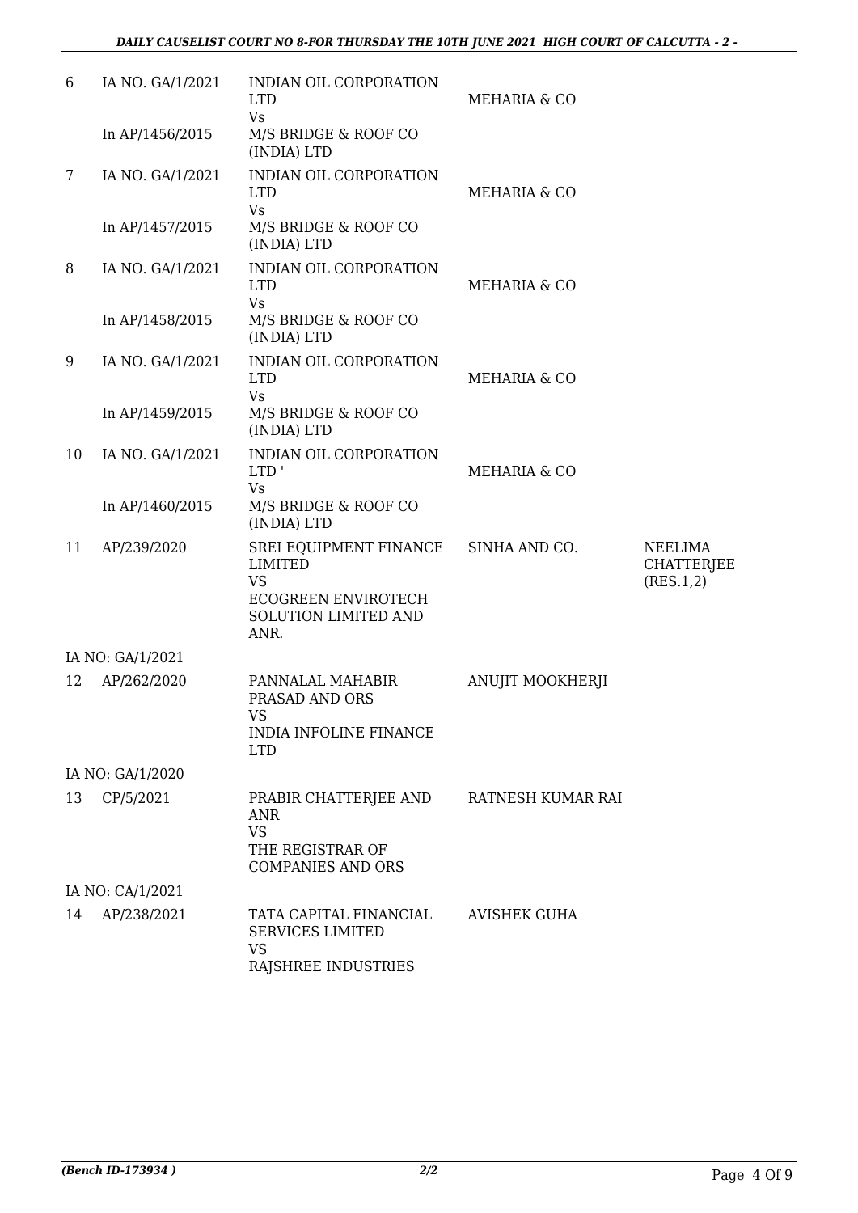| | | | | |
|---|---|---|---|---|
| 6 | IA NO. GA/1/2021<br><br>In AP/1456/2015 | INDIAN OIL CORPORATION LTD<br>Vs<br>M/S BRIDGE & ROOF CO (INDIA) LTD | MEHARIA & CO | |
| 7 | IA NO. GA/1/2021<br><br>In AP/1457/2015 | INDIAN OIL CORPORATION LTD<br>Vs<br>M/S BRIDGE & ROOF CO (INDIA) LTD | MEHARIA & CO | |
| 8 | IA NO. GA/1/2021<br><br>In AP/1458/2015 | INDIAN OIL CORPORATION LTD<br>Vs<br>M/S BRIDGE & ROOF CO (INDIA) LTD | MEHARIA & CO | |
| 9 | IA NO. GA/1/2021<br><br>In AP/1459/2015 | INDIAN OIL CORPORATION LTD<br>Vs<br>M/S BRIDGE & ROOF CO (INDIA) LTD | MEHARIA & CO | |
| 10 | IA NO. GA/1/2021<br><br>In AP/1460/2015 | INDIAN OIL CORPORATION LTD '<br>Vs<br>M/S BRIDGE & ROOF CO (INDIA) LTD | MEHARIA & CO | |
| 11 | AP/239/2020 | SREI EQUIPMENT FINANCE LIMITED<br>VS<br>ECOGREEN ENVIROTECH SOLUTION LIMITED AND ANR. | SINHA AND CO. | NEELIMA CHATTERJEE (RES.1,2) |
| | IA NO: GA/1/2021 | | | |
| 12 | AP/262/2020 | PANNALAL MAHABIR PRASAD AND ORS<br>VS<br>INDIA INFOLINE FINANCE LTD | ANUJIT MOOKHERJI | |
| | IA NO: GA/1/2020 | | | |
| 13 | CP/5/2021 | PRABIR CHATTERJEE AND ANR<br>VS<br>THE REGISTRAR OF COMPANIES AND ORS | RATNESH KUMAR RAI | |
| | IA NO: CA/1/2021 | | | |
| 14 | AP/238/2021 | TATA CAPITAL FINANCIAL SERVICES LIMITED<br>VS<br>RAJSHREE INDUSTRIES | AVISHEK GUHA | |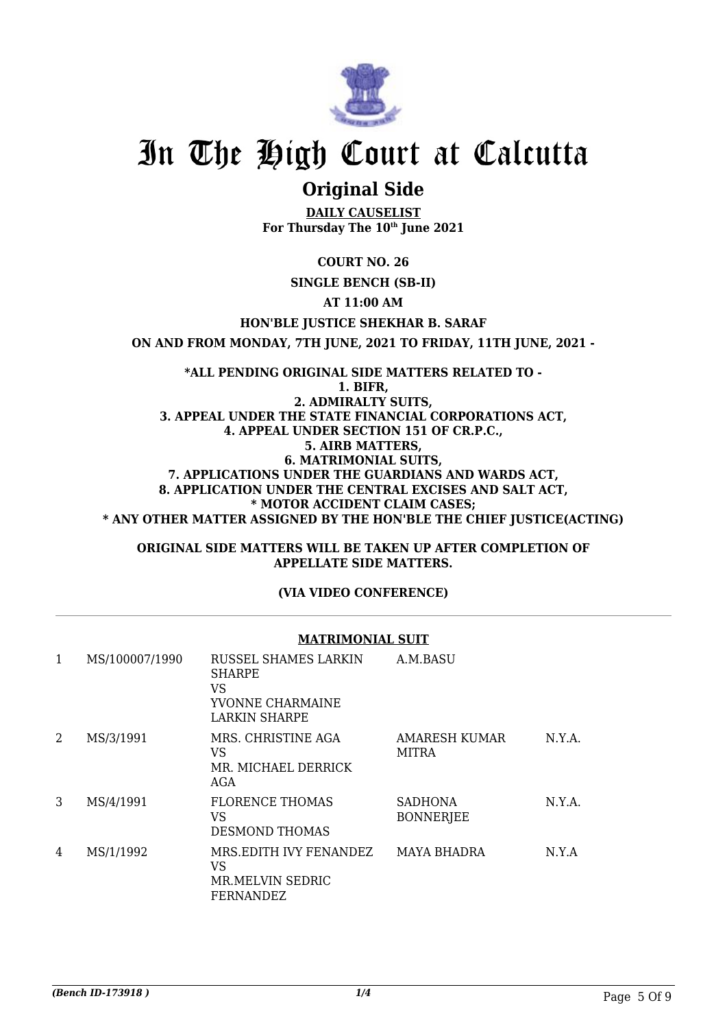# In The High Court at Calcutta

## Original Side

**DAILY CAUSELIST**
**For Thursday The 10th June 2021**

**COURT NO. 26**

**SINGLE BENCH (SB-II)**

**AT 11:00 AM**

**HON'BLE JUSTICE SHEKHAR B. SARAF**

**ON AND FROM MONDAY, 7TH JUNE, 2021 TO FRIDAY, 11TH JUNE, 2021 -**

**\*ALL PENDING ORIGINAL SIDE MATTERS RELATED TO -**
**1. BIFR,**
**2. ADMIRALTY SUITS,**
**3. APPEAL UNDER THE STATE FINANCIAL CORPORATIONS ACT,**
**4. APPEAL UNDER SECTION 151 OF CR.P.C.,**
**5. AIRB MATTERS,**
**6. MATRIMONIAL SUITS,**
**7. APPLICATIONS UNDER THE GUARDIANS AND WARDS ACT,**
**8. APPLICATION UNDER THE CENTRAL EXCISES AND SALT ACT,**
**\* MOTOR ACCIDENT CLAIM CASES;**
**\* ANY OTHER MATTER ASSIGNED BY THE HON'BLE THE CHIEF JUSTICE(ACTING)**

**ORIGINAL SIDE MATTERS WILL BE TAKEN UP AFTER COMPLETION OF APPELLATE SIDE MATTERS.**

**(VIA VIDEO CONFERENCE)**

**MATRIMONIAL SUIT**

| | | | | |
|---|---|---|---|---|
| 1 | MS/100007/1990 | RUSSEL SHAMES LARKIN SHARPE<br>VS<br>YVONNE CHARMAINE LARKIN SHARPE | A.M.BASU | |
| 2 | MS/3/1991 | MRS. CHRISTINE AGA<br>VS<br>MR. MICHAEL DERRICK AGA | AMARESH KUMAR MITRA | N.Y.A. |
| 3 | MS/4/1991 | FLORENCE THOMAS<br>VS<br>DESMOND THOMAS | SADHONA BONNERJEE | N.Y.A. |
| 4 | MS/1/1992 | MRS.EDITH IVY FENANDEZ<br>VS<br>MR.MELVIN SEDRIC FERNANDEZ | MAYA BHADRA | N.Y.A |

*(Bench ID-173918 )* 1/4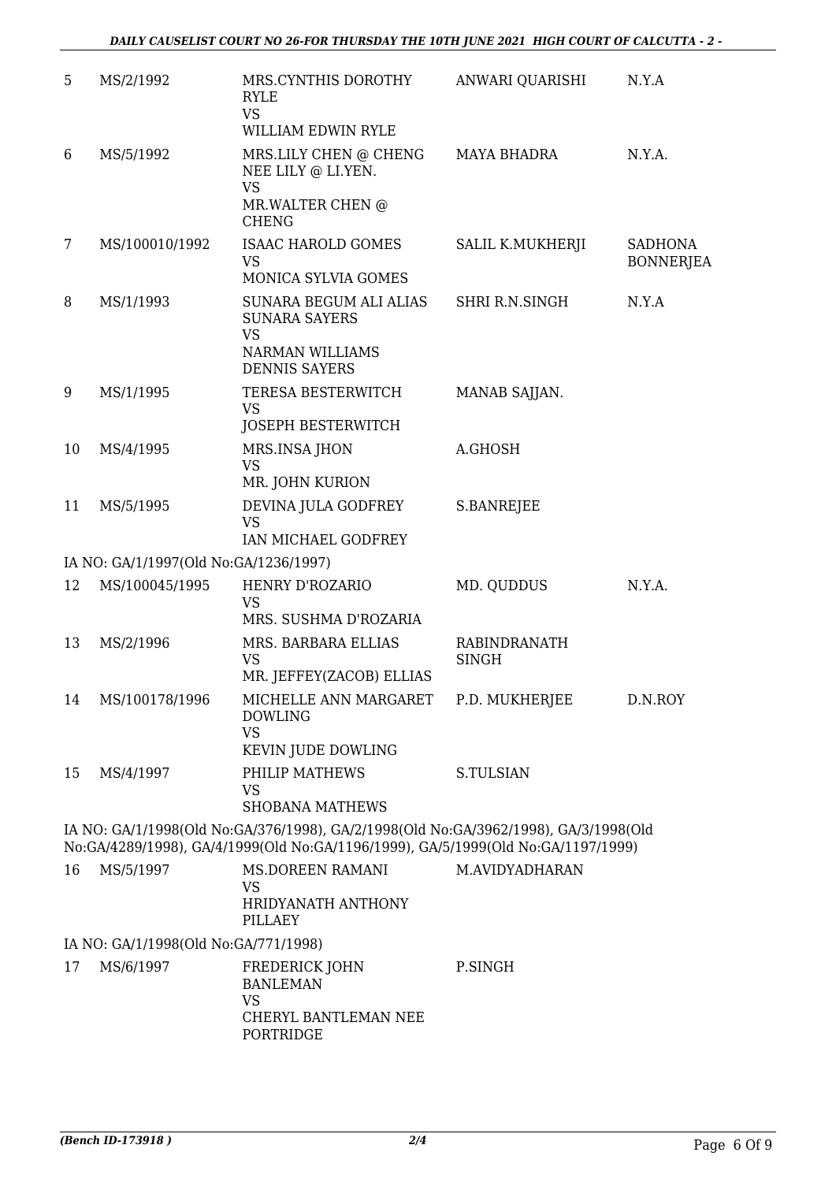| | | | | |
|---|---|---|---|---|
| 5 | MS/2/1992 | MRS.CYNTHIS DOROTHY RYLE<br>VS<br>WILLIAM EDWIN RYLE | ANWARI QUARISHI | N.Y.A |
| 6 | MS/5/1992 | MRS.LILY CHEN @ CHENG NEE LILY @ LI.YEN.<br>VS<br>MR.WALTER CHEN @ CHENG | MAYA BHADRA | N.Y.A. |
| 7 | MS/100010/1992 | ISAAC HAROLD GOMES<br>VS<br>MONICA SYLVIA GOMES | SALIL K.MUKHERJI | SADHONA BONNERJEA |
| 8 | MS/1/1993 | SUNARA BEGUM ALI ALIAS SUNARA SAYERS<br>VS<br>NARMAN WILLIAMS DENNIS SAYERS | SHRI R.N.SINGH | N.Y.A |
| 9 | MS/1/1995 | TERESA BESTERWITCH<br>VS<br>JOSEPH BESTERWITCH | MANAB SAJJAN. | |
| 10 | MS/4/1995 | MRS.INSA JHON<br>VS<br>MR. JOHN KURION | A.GHOSH | |
| 11 | MS/5/1995 | DEVINA JULA GODFREY<br>VS<br>IAN MICHAEL GODFREY | S.BANREJEE | |
| | IA NO: GA/1/1997(Old No:GA/1236/1997) | | | |
| 12 | MS/100045/1995 | HENRY D'ROZARIO<br>VS<br>MRS. SUSHMA D'ROZARIA | MD. QUDDUS | N.Y.A. |
| 13 | MS/2/1996 | MRS. BARBARA ELLIAS<br>VS<br>MR. JEFFEY(ZACOB) ELLIAS | RABINDRANATH SINGH | |
| 14 | MS/100178/1996 | MICHELLE ANN MARGARET DOWLING<br>VS<br>KEVIN JUDE DOWLING | P.D. MUKHERJEE | D.N.ROY |
| 15 | MS/4/1997 | PHILIP MATHEWS<br>VS<br>SHOBANA MATHEWS | S.TULSIAN | |
| | IA NO: GA/1/1998(Old No:GA/376/1998), GA/2/1998(Old No:GA/3962/1998), GA/3/1998(Old No:GA/4289/1998), GA/4/1999(Old No:GA/1196/1999), GA/5/1999(Old No:GA/1197/1999) | | | |
| 16 | MS/5/1997 | MS.DOREEN RAMANI<br>VS<br>HRIDYANATH ANTHONY PILLAEY | M.AVIDYADHARAN | |
| | IA NO: GA/1/1998(Old No:GA/771/1998) | | | |
| 17 | MS/6/1997 | FREDERICK JOHN BANLEMAN<br>VS<br>CHERYL BANTLEMAN NEE PORTRIDGE | P.SINGH | |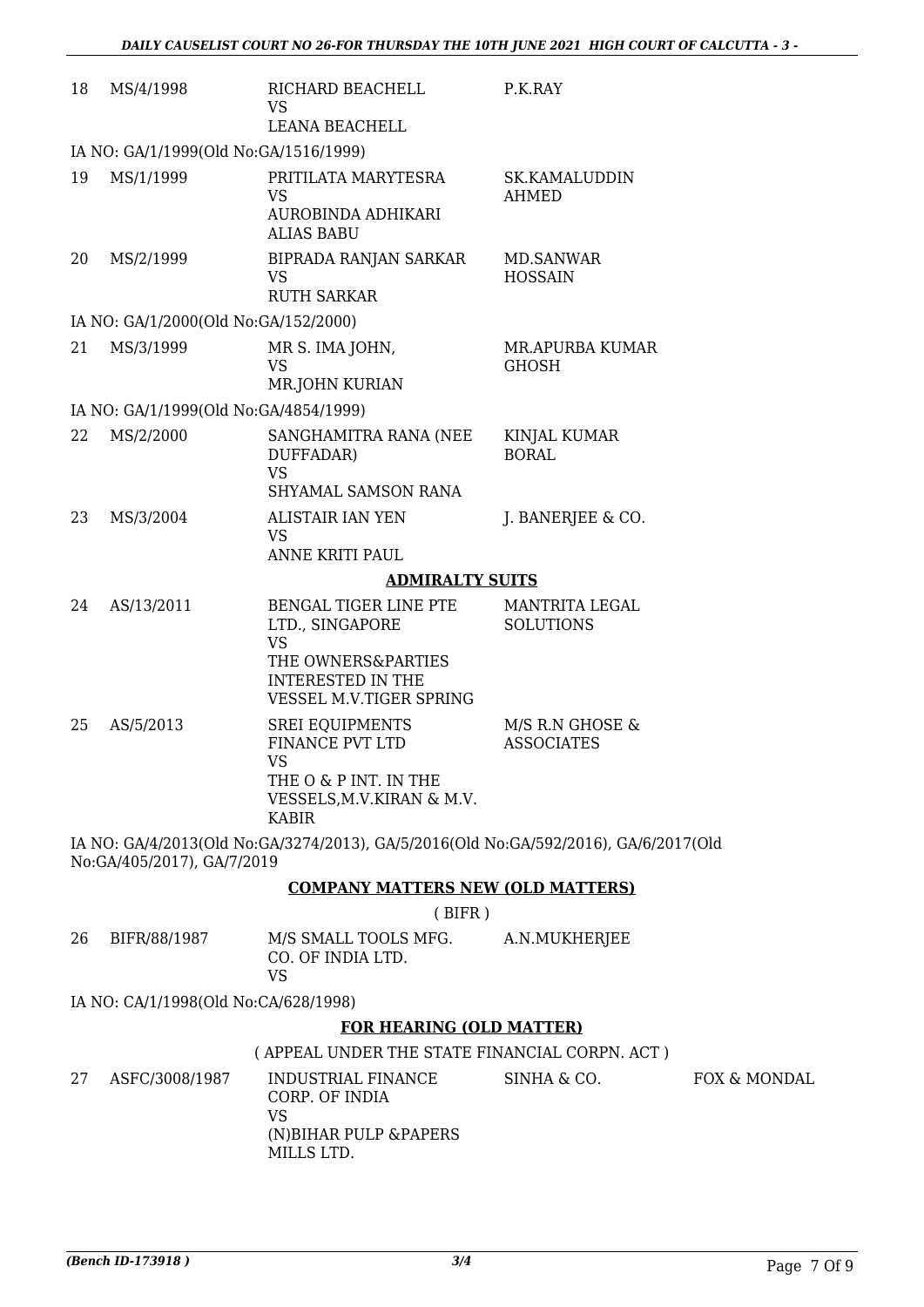| 18 | MS/4/1998 | RICHARD BEACHELL<br>VS<br>LEANA BEACHELL | P.K.RAY | |
|---|---|---|---|---|

IA NO: GA/1/1999(Old No:GA/1516/1999)

| 19 | MS/1/1999 | PRITILATA MARYTESRA<br>VS<br>AUROBINDA ADHIKARI ALIAS BABU | SK.KAMALUDDIN AHMED | |
|---|---|---|---|---|
| 20 | MS/2/1999 | BIPRADA RANJAN SARKAR<br>VS<br>RUTH SARKAR | MD.SANWAR HOSSAIN | |

IA NO: GA/1/2000(Old No:GA/152/2000)

| 21 | MS/3/1999 | MR S. IMA JOHN,<br>VS<br>MR.JOHN KURIAN | MR.APURBA KUMAR GHOSH | |
|---|---|---|---|---|

IA NO: GA/1/1999(Old No:GA/4854/1999)

| 22 | MS/2/2000 | SANGHAMITRA RANA (NEE DUFFADAR)<br>VS<br>SHYAMAL SAMSON RANA | KINJAL KUMAR BORAL | |
|---|---|---|---|---|
| 23 | MS/3/2004 | ALISTAIR IAN YEN<br>VS<br>ANNE KRITI PAUL | J. BANERJEE & CO. | |

## ADMIRALTY SUITS

| 24 | AS/13/2011 | BENGAL TIGER LINE PTE LTD., SINGAPORE<br>VS<br>THE OWNERS&PARTIES INTERESTED IN THE VESSEL M.V.TIGER SPRING | MANTRITA LEGAL SOLUTIONS | |
|---|---|---|---|---|
| 25 | AS/5/2013 | SREI EQUIPMENTS FINANCE PVT LTD<br>VS<br>THE O & P INT. IN THE VESSELS,M.V.KIRAN & M.V. KABIR | M/S R.N GHOSE & ASSOCIATES | |

IA NO: GA/4/2013(Old No:GA/3274/2013), GA/5/2016(Old No:GA/592/2016), GA/6/2017(Old No:GA/405/2017), GA/7/2019

## COMPANY MATTERS NEW (OLD MATTERS)

( BIFR )

| 26 | BIFR/88/1987 | M/S SMALL TOOLS MFG. CO. OF INDIA LTD.<br>VS | A.N.MUKHERJEE | |
|---|---|---|---|---|

IA NO: CA/1/1998(Old No:CA/628/1998)

## FOR HEARING (OLD MATTER)

( APPEAL UNDER THE STATE FINANCIAL CORPN. ACT )

| 27 | ASFC/3008/1987 | INDUSTRIAL FINANCE CORP. OF INDIA<br>VS<br>(N)BIHAR PULP &PAPERS MILLS LTD. | SINHA & CO. | FOX & MONDAL |
|---|---|---|---|---|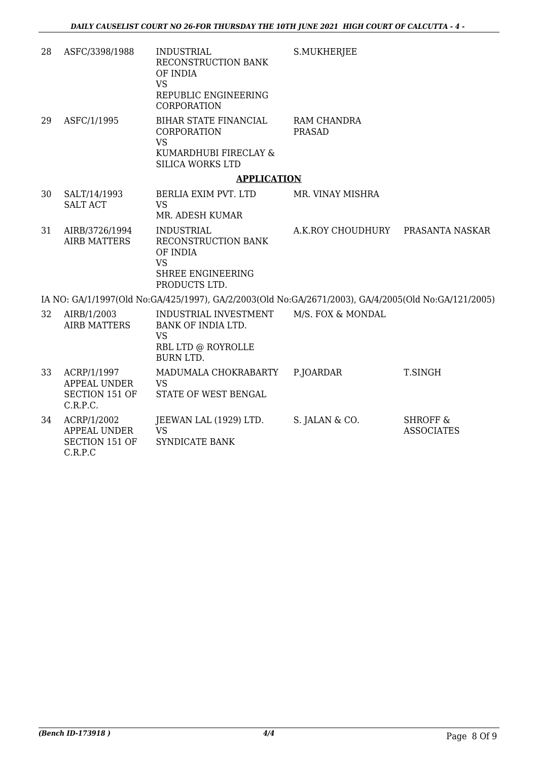| | | | | |
|---|---|---|---|---|
| 28 | ASFC/3398/1988 | INDUSTRIAL RECONSTRUCTION BANK OF INDIA VS REPUBLIC ENGINEERING CORPORATION | S.MUKHERJEE | |
| 29 | ASFC/1/1995 | BIHAR STATE FINANCIAL CORPORATION VS KUMARDHUBI FIRECLAY & SILICA WORKS LTD | RAM CHANDRA PRASAD | |

**APPLICATION**

| | | | | |
|---|---|---|---|---|
| 30 | SALT/14/1993 SALT ACT | BERLIA EXIM PVT. LTD VS MR. ADESH KUMAR | MR. VINAY MISHRA | |
| 31 | AIRB/3726/1994 AIRB MATTERS | INDUSTRIAL RECONSTRUCTION BANK OF INDIA VS SHREE ENGINEERING PRODUCTS LTD. | A.K.ROY CHOUDHURY | PRASANTA NASKAR |

IA NO: GA/1/1997(Old No:GA/425/1997), GA/2/2003(Old No:GA/2671/2003), GA/4/2005(Old No:GA/121/2005)

| | | | | |
|---|---|---|---|---|
| 32 | AIRB/1/2003 AIRB MATTERS | INDUSTRIAL INVESTMENT BANK OF INDIA LTD. VS RBL LTD @ ROYROLLE BURN LTD. | M/S. FOX & MONDAL | |
| 33 | ACRP/1/1997 APPEAL UNDER SECTION 151 OF C.R.P.C. | MADUMALA CHOKRABARTY VS STATE OF WEST BENGAL | P.JOARDAR | T.SINGH |
| 34 | ACRP/1/2002 APPEAL UNDER SECTION 151 OF C.R.P.C | JEEWAN LAL (1929) LTD. VS SYNDICATE BANK | S. JALAN & CO. | SHROFF & ASSOCIATES |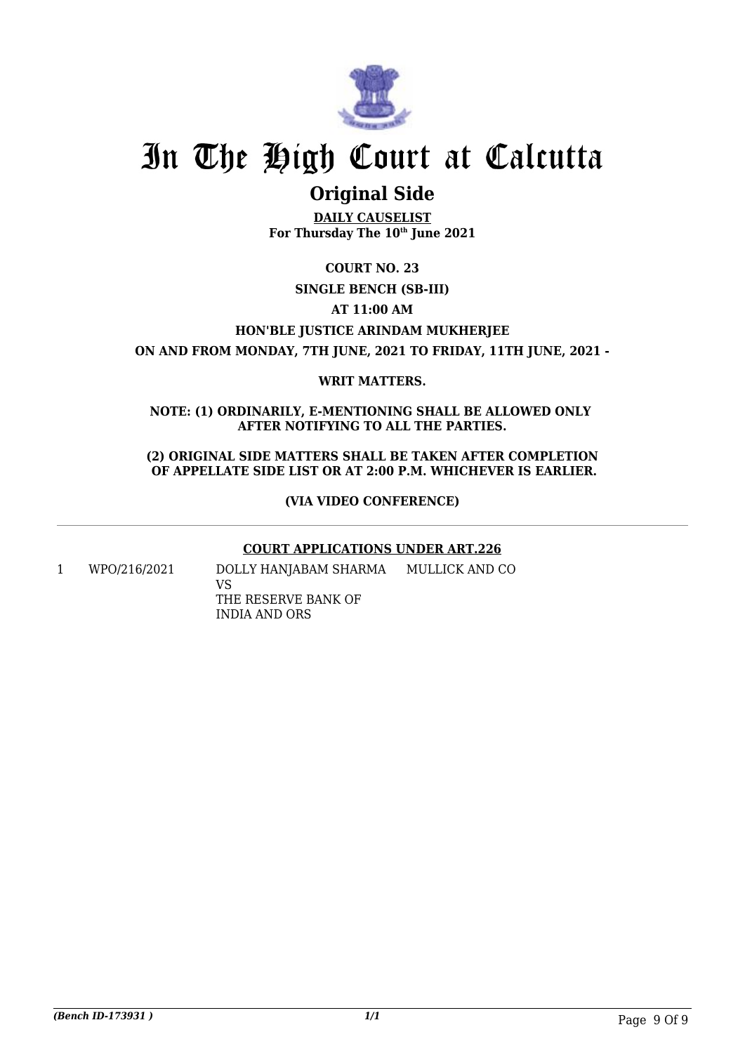# In The High Court at Calcutta

## Original Side

**DAILY CAUSELIST**
**For Thursday The 10th June 2021**

**COURT NO. 23**

**SINGLE BENCH (SB-III)**

**AT 11:00 AM**

**HON'BLE JUSTICE ARINDAM MUKHERJEE**

**ON AND FROM MONDAY, 7TH JUNE, 2021 TO FRIDAY, 11TH JUNE, 2021 -**

**WRIT MATTERS.**

**NOTE: (1) ORDINARILY, E-MENTIONING SHALL BE ALLOWED ONLY AFTER NOTIFYING TO ALL THE PARTIES.**

**(2) ORIGINAL SIDE MATTERS SHALL BE TAKEN AFTER COMPLETION OF APPELLATE SIDE LIST OR AT 2:00 P.M. WHICHEVER IS EARLIER.**

**(VIA VIDEO CONFERENCE)**

---

**COURT APPLICATIONS UNDER ART.226**

| | | | |
|---|---|---|---|
| 1 | WPO/216/2021 | DOLLY HANJABAM SHARMA VS THE RESERVE BANK OF INDIA AND ORS | MULLICK AND CO |

*(Bench ID-173931 )* 1/1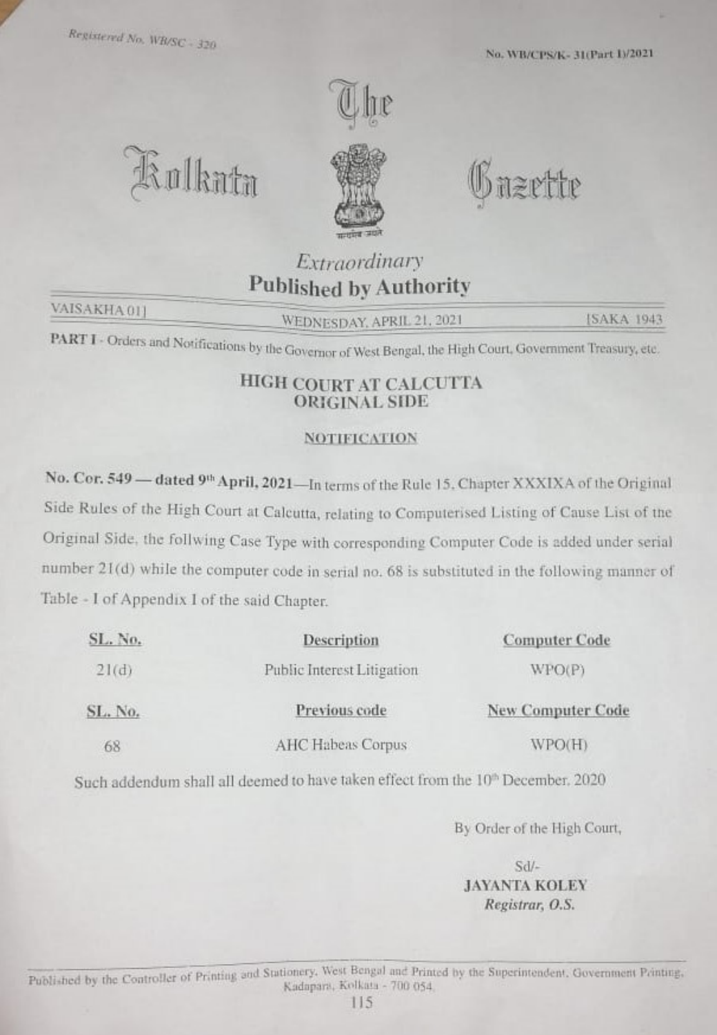Registered No. WB/SC - 320

No. WB/CPS/K- 31(Part I)/2021

# The Kolkata Gazette

*Extraordinary*

**Published by Authority**

VAISAKHA 01] WEDNESDAY, APRIL 21, 2021 [SAKA 1943

**PART I** - Orders and Notifications by the Governor of West Bengal, the High Court, Government Treasury, etc.

## HIGH COURT AT CALCUTTA
## ORIGINAL SIDE

### NOTIFICATION

**No. Cor. 549 — dated 9th April, 2021**—In terms of the Rule 15, Chapter XXXIXA of the Original Side Rules of the High Court at Calcutta, relating to Computerised Listing of Cause List of the Original Side, the follwing Case Type with corresponding Computer Code is added under serial number 21(d) while the computer code in serial no. 68 is substituted in the following manner of Table - I of Appendix I of the said Chapter.

| SL. No. | Description | Computer Code |
|---|---|---|
| 21(d) | Public Interest Litigation | WPO(P) |

| SL. No. | Previous code | New Computer Code |
|---|---|---|
| 68 | AHC Habeas Corpus | WPO(H) |

Such addendum shall all deemed to have taken effect from the 10th December, 2020

By Order of the High Court,

Sd/-
**JAYANTA KOLEY**
*Registrar, O.S.*

Published by the Controller of Printing and Stationery, West Bengal and Printed by the Superintendent, Government Printing, Kadapara, Kolkata - 700 054.